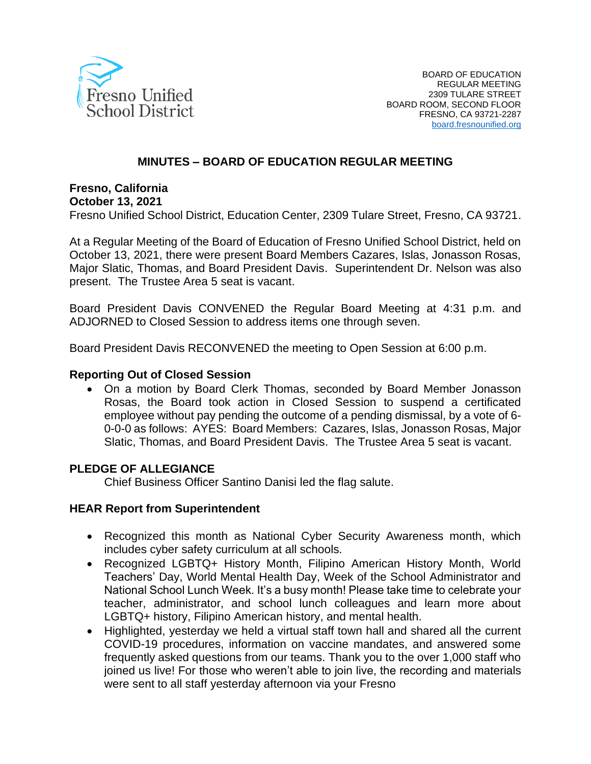Fresno Unified School District

BOARD OF EDUCATION
REGULAR MEETING
2309 TULARE STREET
BOARD ROOM, SECOND FLOOR
FRESNO, CA 93721-2287
board.fresnounified.org

# MINUTES – BOARD OF EDUCATION REGULAR MEETING

**Fresno, California**
**October 13, 2021**
Fresno Unified School District, Education Center, 2309 Tulare Street, Fresno, CA 93721.

At a Regular Meeting of the Board of Education of Fresno Unified School District, held on October 13, 2021, there were present Board Members Cazares, Islas, Jonasson Rosas, Major Slatic, Thomas, and Board President Davis. Superintendent Dr. Nelson was also present. The Trustee Area 5 seat is vacant.

Board President Davis CONVENED the Regular Board Meeting at 4:31 p.m. and ADJOURNED to Closed Session to address items one through seven.

Board President Davis RECONVENED the meeting to Open Session at 6:00 p.m.

### Reporting Out of Closed Session

- On a motion by Board Clerk Thomas, seconded by Board Member Jonasson Rosas, the Board took action in Closed Session to suspend a certificated employee without pay pending the outcome of a pending dismissal, by a vote of 6-0-0-0 as follows: AYES: Board Members: Cazares, Islas, Jonasson Rosas, Major Slatic, Thomas, and Board President Davis. The Trustee Area 5 seat is vacant.

### PLEDGE OF ALLEGIANCE

Chief Business Officer Santino Danisi led the flag salute.

### HEAR Report from Superintendent

- Recognized this month as National Cyber Security Awareness month, which includes cyber safety curriculum at all schools.
- Recognized LGBTQ+ History Month, Filipino American History Month, World Teachers' Day, World Mental Health Day, Week of the School Administrator and National School Lunch Week. It's a busy month! Please take time to celebrate your teacher, administrator, and school lunch colleagues and learn more about LGBTQ+ history, Filipino American history, and mental health.
- Highlighted, yesterday we held a virtual staff town hall and shared all the current COVID-19 procedures, information on vaccine mandates, and answered some frequently asked questions from our teams. Thank you to the over 1,000 staff who joined us live! For those who weren't able to join live, the recording and materials were sent to all staff yesterday afternoon via your Fresno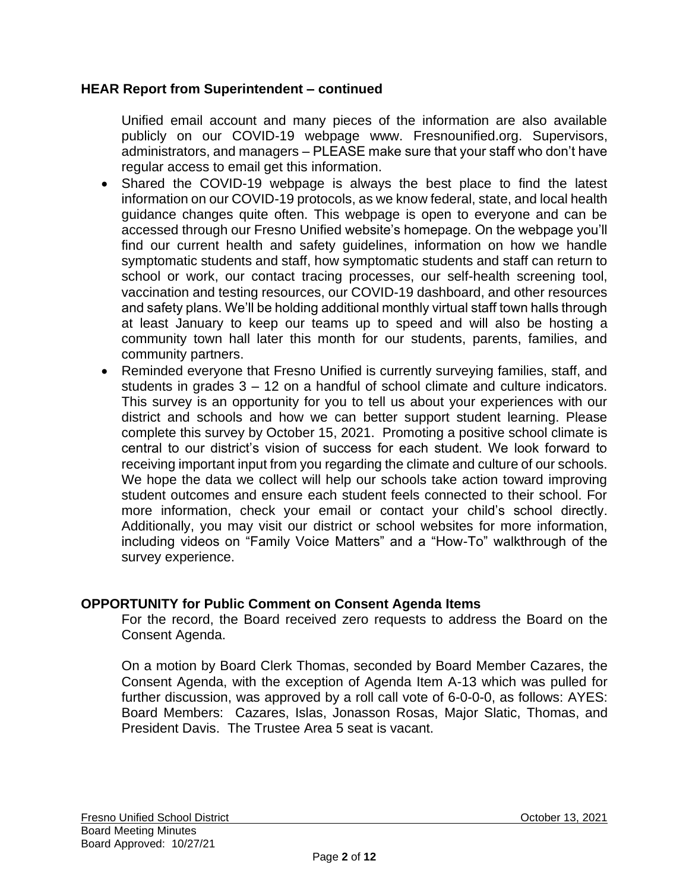### HEAR Report from Superintendent – continued

Unified email account and many pieces of the information are also available publicly on our COVID-19 webpage www. Fresnounified.org. Supervisors, administrators, and managers – PLEASE make sure that your staff who don't have regular access to email get this information.

- Shared the COVID-19 webpage is always the best place to find the latest information on our COVID-19 protocols, as we know federal, state, and local health guidance changes quite often. This webpage is open to everyone and can be accessed through our Fresno Unified website's homepage. On the webpage you'll find our current health and safety guidelines, information on how we handle symptomatic students and staff, how symptomatic students and staff can return to school or work, our contact tracing processes, our self-health screening tool, vaccination and testing resources, our COVID-19 dashboard, and other resources and safety plans. We'll be holding additional monthly virtual staff town halls through at least January to keep our teams up to speed and will also be hosting a community town hall later this month for our students, parents, families, and community partners.
- Reminded everyone that Fresno Unified is currently surveying families, staff, and students in grades 3 – 12 on a handful of school climate and culture indicators. This survey is an opportunity for you to tell us about your experiences with our district and schools and how we can better support student learning. Please complete this survey by October 15, 2021. Promoting a positive school climate is central to our district's vision of success for each student. We look forward to receiving important input from you regarding the climate and culture of our schools. We hope the data we collect will help our schools take action toward improving student outcomes and ensure each student feels connected to their school. For more information, check your email or contact your child's school directly. Additionally, you may visit our district or school websites for more information, including videos on "Family Voice Matters" and a "How-To" walkthrough of the survey experience.

### OPPORTUNITY for Public Comment on Consent Agenda Items

For the record, the Board received zero requests to address the Board on the Consent Agenda.

On a motion by Board Clerk Thomas, seconded by Board Member Cazares, the Consent Agenda, with the exception of Agenda Item A-13 which was pulled for further discussion, was approved by a roll call vote of 6-0-0-0, as follows: AYES: Board Members: Cazares, Islas, Jonasson Rosas, Major Slatic, Thomas, and President Davis. The Trustee Area 5 seat is vacant.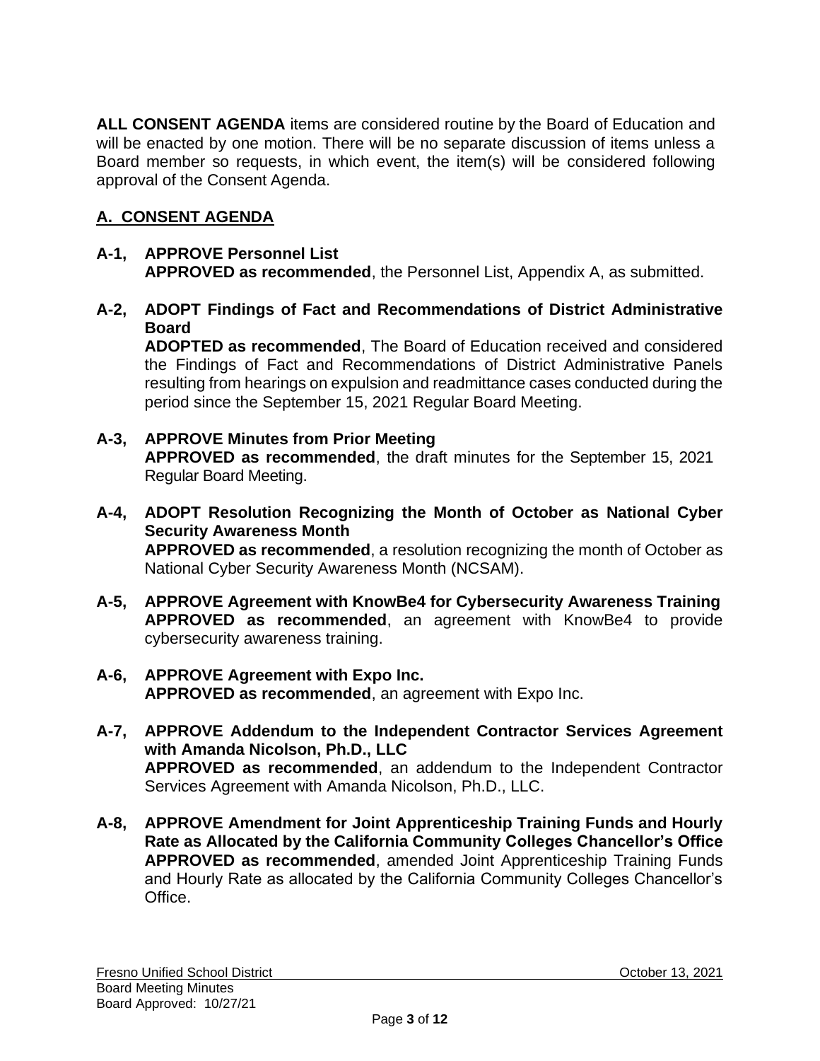**ALL CONSENT AGENDA** items are considered routine by the Board of Education and will be enacted by one motion. There will be no separate discussion of items unless a Board member so requests, in which event, the item(s) will be considered following approval of the Consent Agenda.

## A. CONSENT AGENDA

**A-1, APPROVE Personnel List**
**APPROVED as recommended**, the Personnel List, Appendix A, as submitted.

**A-2, ADOPT Findings of Fact and Recommendations of District Administrative Board**
**ADOPTED as recommended**, The Board of Education received and considered the Findings of Fact and Recommendations of District Administrative Panels resulting from hearings on expulsion and readmittance cases conducted during the period since the September 15, 2021 Regular Board Meeting.

**A-3, APPROVE Minutes from Prior Meeting**
**APPROVED as recommended**, the draft minutes for the September 15, 2021 Regular Board Meeting.

**A-4, ADOPT Resolution Recognizing the Month of October as National Cyber Security Awareness Month**
**APPROVED as recommended**, a resolution recognizing the month of October as National Cyber Security Awareness Month (NCSAM).

**A-5, APPROVE Agreement with KnowBe4 for Cybersecurity Awareness Training**
**APPROVED as recommended**, an agreement with KnowBe4 to provide cybersecurity awareness training.

**A-6, APPROVE Agreement with Expo Inc.**
**APPROVED as recommended**, an agreement with Expo Inc.

**A-7, APPROVE Addendum to the Independent Contractor Services Agreement with Amanda Nicolson, Ph.D., LLC**
**APPROVED as recommended**, an addendum to the Independent Contractor Services Agreement with Amanda Nicolson, Ph.D., LLC.

**A-8, APPROVE Amendment for Joint Apprenticeship Training Funds and Hourly Rate as Allocated by the California Community Colleges Chancellor's Office**
**APPROVED as recommended**, amended Joint Apprenticeship Training Funds and Hourly Rate as allocated by the California Community Colleges Chancellor's Office.

Fresno Unified School District — October 13, 2021
Board Meeting Minutes
Board Approved: 10/27/21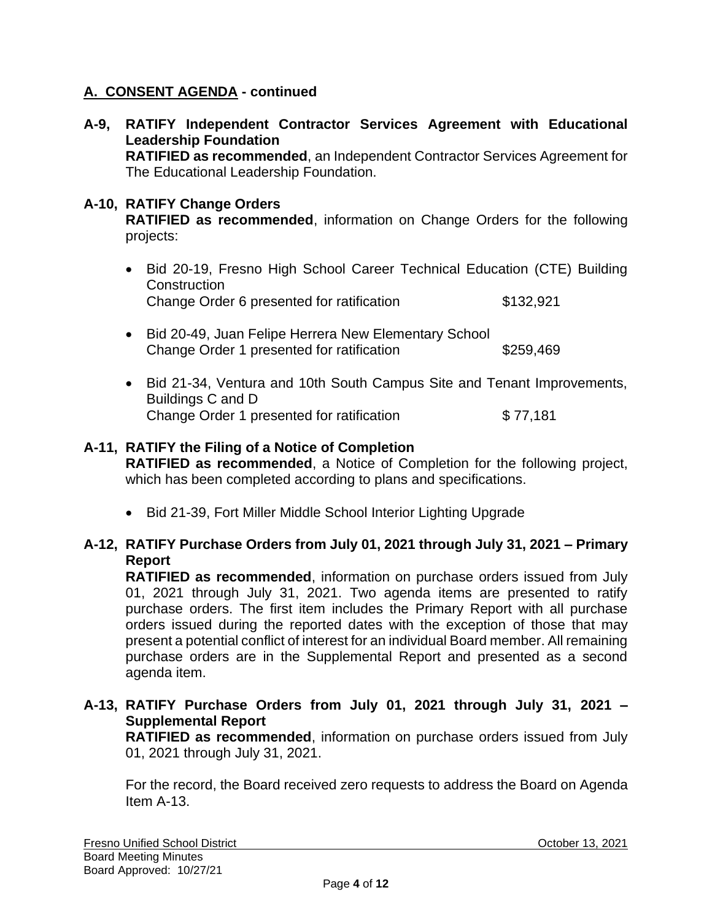## A. CONSENT AGENDA - continued

**A-9, RATIFY Independent Contractor Services Agreement with Educational Leadership Foundation**

**RATIFIED as recommended**, an Independent Contractor Services Agreement for The Educational Leadership Foundation.

**A-10, RATIFY Change Orders**

**RATIFIED as recommended**, information on Change Orders for the following projects:

- Bid 20-19, Fresno High School Career Technical Education (CTE) Building Construction
  Change Order 6 presented for ratification $132,921
- Bid 20-49, Juan Felipe Herrera New Elementary School
  Change Order 1 presented for ratification $259,469
- Bid 21-34, Ventura and 10th South Campus Site and Tenant Improvements, Buildings C and D
  Change Order 1 presented for ratification $ 77,181

**A-11, RATIFY the Filing of a Notice of Completion**

**RATIFIED as recommended**, a Notice of Completion for the following project, which has been completed according to plans and specifications.

- Bid 21-39, Fort Miller Middle School Interior Lighting Upgrade

**A-12, RATIFY Purchase Orders from July 01, 2021 through July 31, 2021 – Primary Report**

**RATIFIED as recommended**, information on purchase orders issued from July 01, 2021 through July 31, 2021. Two agenda items are presented to ratify purchase orders. The first item includes the Primary Report with all purchase orders issued during the reported dates with the exception of those that may present a potential conflict of interest for an individual Board member. All remaining purchase orders are in the Supplemental Report and presented as a second agenda item.

**A-13, RATIFY Purchase Orders from July 01, 2021 through July 31, 2021 – Supplemental Report**

**RATIFIED as recommended**, information on purchase orders issued from July 01, 2021 through July 31, 2021.

For the record, the Board received zero requests to address the Board on Agenda Item A-13.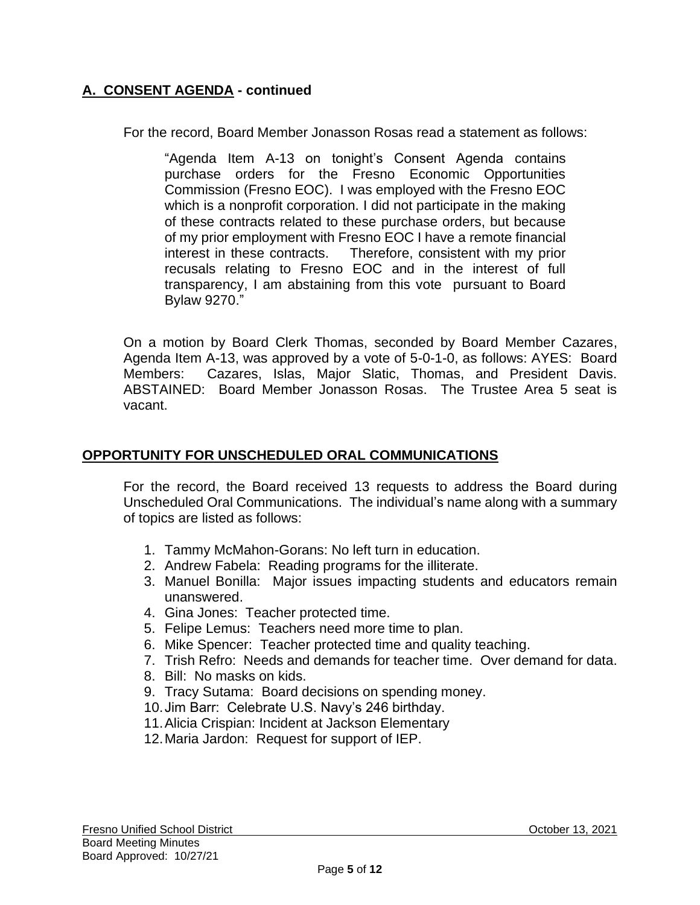## **A. CONSENT AGENDA - continued**

For the record, Board Member Jonasson Rosas read a statement as follows:

> "Agenda Item A-13 on tonight's Consent Agenda contains purchase orders for the Fresno Economic Opportunities Commission (Fresno EOC). I was employed with the Fresno EOC which is a nonprofit corporation. I did not participate in the making of these contracts related to these purchase orders, but because of my prior employment with Fresno EOC I have a remote financial interest in these contracts. Therefore, consistent with my prior recusals relating to Fresno EOC and in the interest of full transparency, I am abstaining from this vote pursuant to Board Bylaw 9270."

On a motion by Board Clerk Thomas, seconded by Board Member Cazares, Agenda Item A-13, was approved by a vote of 5-0-1-0, as follows: AYES: Board Members: Cazares, Islas, Major Slatic, Thomas, and President Davis. ABSTAINED: Board Member Jonasson Rosas. The Trustee Area 5 seat is vacant.

## **OPPORTUNITY FOR UNSCHEDULED ORAL COMMUNICATIONS**

For the record, the Board received 13 requests to address the Board during Unscheduled Oral Communications. The individual's name along with a summary of topics are listed as follows:

1. Tammy McMahon-Gorans: No left turn in education.
2. Andrew Fabela: Reading programs for the illiterate.
3. Manuel Bonilla: Major issues impacting students and educators remain unanswered.
4. Gina Jones: Teacher protected time.
5. Felipe Lemus: Teachers need more time to plan.
6. Mike Spencer: Teacher protected time and quality teaching.
7. Trish Refro: Needs and demands for teacher time. Over demand for data.
8. Bill: No masks on kids.
9. Tracy Sutama: Board decisions on spending money.
10. Jim Barr: Celebrate U.S. Navy's 246 birthday.
11. Alicia Crispian: Incident at Jackson Elementary
12. Maria Jardon: Request for support of IEP.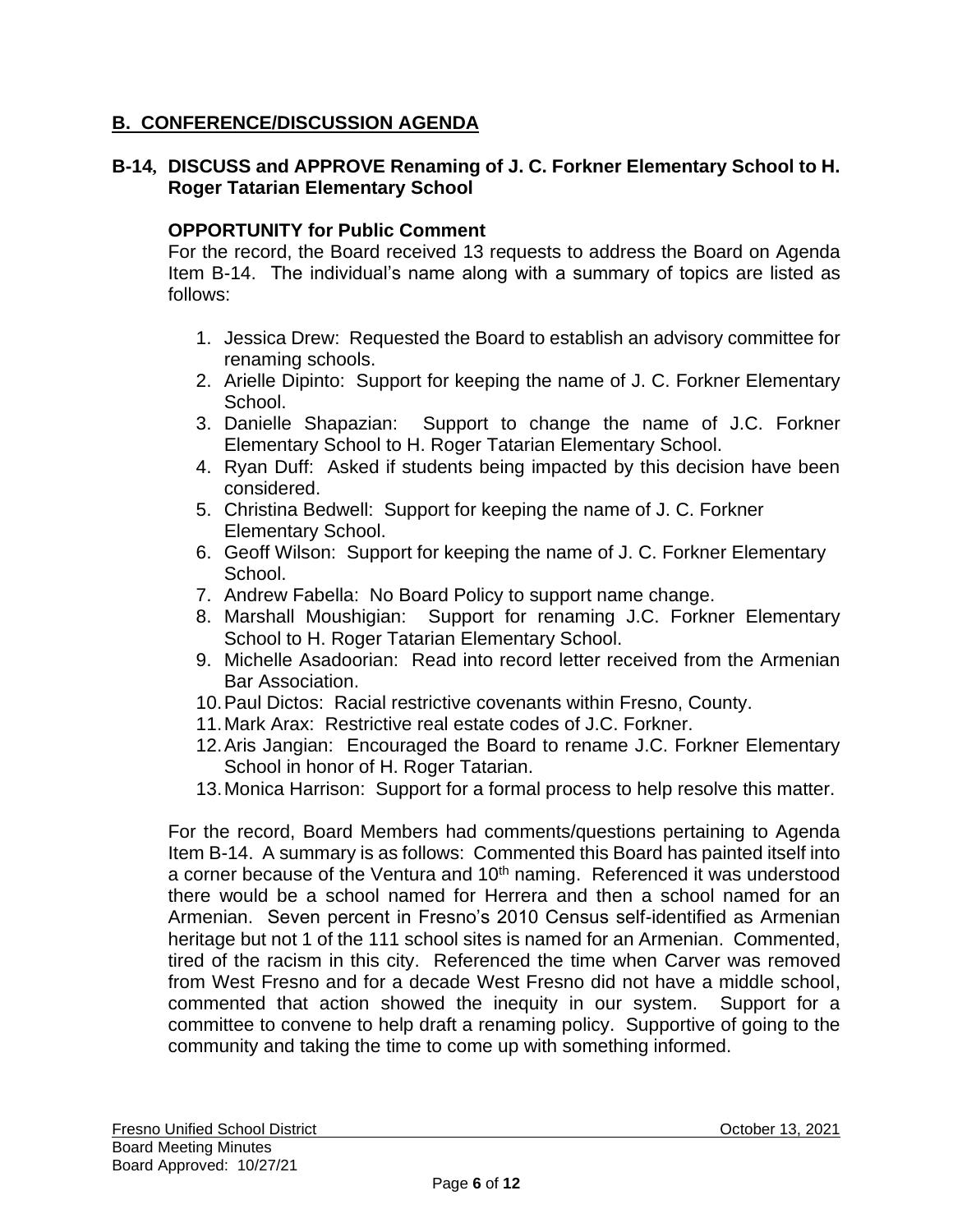## B. CONFERENCE/DISCUSSION AGENDA

### B-14, DISCUSS and APPROVE Renaming of J. C. Forkner Elementary School to H. Roger Tatarian Elementary School

**OPPORTUNITY for Public Comment**

For the record, the Board received 13 requests to address the Board on Agenda Item B-14. The individual's name along with a summary of topics are listed as follows:

1. Jessica Drew: Requested the Board to establish an advisory committee for renaming schools.
2. Arielle Dipinto: Support for keeping the name of J. C. Forkner Elementary School.
3. Danielle Shapazian: Support to change the name of J.C. Forkner Elementary School to H. Roger Tatarian Elementary School.
4. Ryan Duff: Asked if students being impacted by this decision have been considered.
5. Christina Bedwell: Support for keeping the name of J. C. Forkner Elementary School.
6. Geoff Wilson: Support for keeping the name of J. C. Forkner Elementary School.
7. Andrew Fabella: No Board Policy to support name change.
8. Marshall Moushigian: Support for renaming J.C. Forkner Elementary School to H. Roger Tatarian Elementary School.
9. Michelle Asadoorian: Read into record letter received from the Armenian Bar Association.
10. Paul Dictos: Racial restrictive covenants within Fresno, County.
11. Mark Arax: Restrictive real estate codes of J.C. Forkner.
12. Aris Jangian: Encouraged the Board to rename J.C. Forkner Elementary School in honor of H. Roger Tatarian.
13. Monica Harrison: Support for a formal process to help resolve this matter.

For the record, Board Members had comments/questions pertaining to Agenda Item B-14. A summary is as follows: Commented this Board has painted itself into a corner because of the Ventura and 10th naming. Referenced it was understood there would be a school named for Herrera and then a school named for an Armenian. Seven percent in Fresno's 2010 Census self-identified as Armenian heritage but not 1 of the 111 school sites is named for an Armenian. Commented, tired of the racism in this city. Referenced the time when Carver was removed from West Fresno and for a decade West Fresno did not have a middle school, commented that action showed the inequity in our system. Support for a committee to convene to help draft a renaming policy. Supportive of going to the community and taking the time to come up with something informed.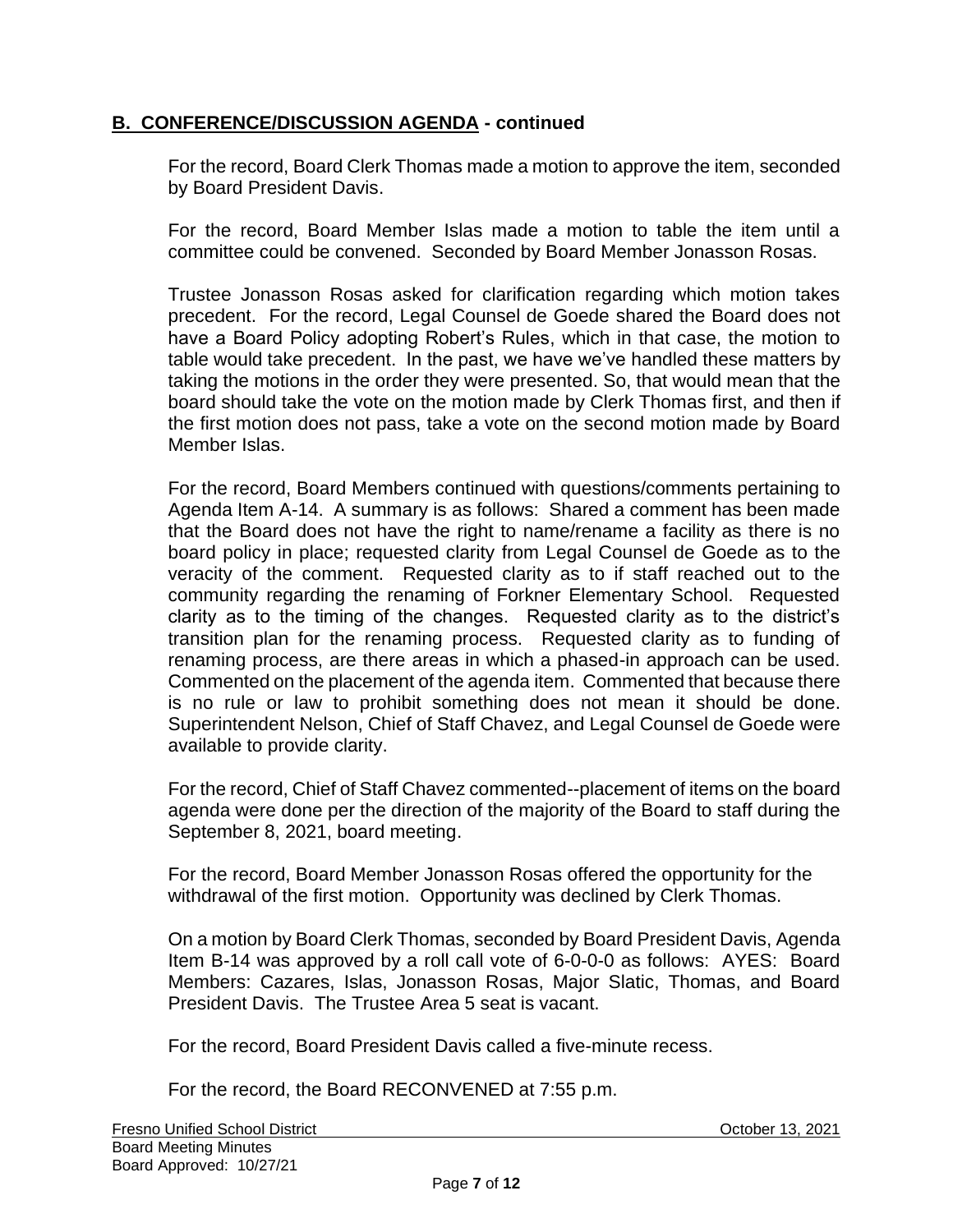## **B. CONFERENCE/DISCUSSION AGENDA - continued**

For the record, Board Clerk Thomas made a motion to approve the item, seconded by Board President Davis.

For the record, Board Member Islas made a motion to table the item until a committee could be convened. Seconded by Board Member Jonasson Rosas.

Trustee Jonasson Rosas asked for clarification regarding which motion takes precedent. For the record, Legal Counsel de Goede shared the Board does not have a Board Policy adopting Robert's Rules, which in that case, the motion to table would take precedent. In the past, we have we've handled these matters by taking the motions in the order they were presented. So, that would mean that the board should take the vote on the motion made by Clerk Thomas first, and then if the first motion does not pass, take a vote on the second motion made by Board Member Islas.

For the record, Board Members continued with questions/comments pertaining to Agenda Item A-14. A summary is as follows: Shared a comment has been made that the Board does not have the right to name/rename a facility as there is no board policy in place; requested clarity from Legal Counsel de Goede as to the veracity of the comment. Requested clarity as to if staff reached out to the community regarding the renaming of Forkner Elementary School. Requested clarity as to the timing of the changes. Requested clarity as to the district's transition plan for the renaming process. Requested clarity as to funding of renaming process, are there areas in which a phased-in approach can be used. Commented on the placement of the agenda item. Commented that because there is no rule or law to prohibit something does not mean it should be done. Superintendent Nelson, Chief of Staff Chavez, and Legal Counsel de Goede were available to provide clarity.

For the record, Chief of Staff Chavez commented--placement of items on the board agenda were done per the direction of the majority of the Board to staff during the September 8, 2021, board meeting.

For the record, Board Member Jonasson Rosas offered the opportunity for the withdrawal of the first motion. Opportunity was declined by Clerk Thomas.

On a motion by Board Clerk Thomas, seconded by Board President Davis, Agenda Item B-14 was approved by a roll call vote of 6-0-0-0 as follows: AYES: Board Members: Cazares, Islas, Jonasson Rosas, Major Slatic, Thomas, and Board President Davis. The Trustee Area 5 seat is vacant.

For the record, Board President Davis called a five-minute recess.

For the record, the Board RECONVENED at 7:55 p.m.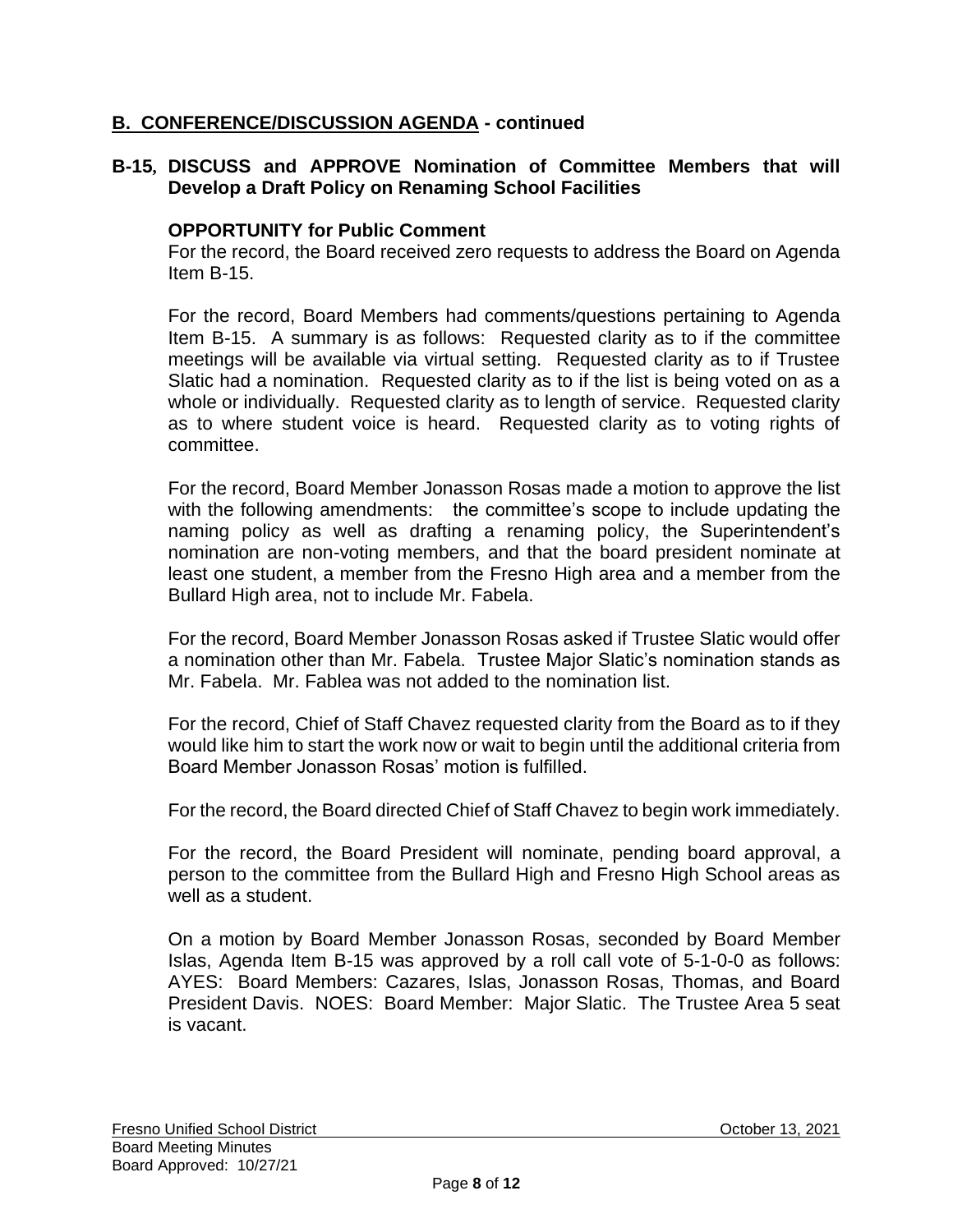## B. CONFERENCE/DISCUSSION AGENDA - continued

### B-15, DISCUSS and APPROVE Nomination of Committee Members that will Develop a Draft Policy on Renaming School Facilities

**OPPORTUNITY for Public Comment**

For the record, the Board received zero requests to address the Board on Agenda Item B-15.

For the record, Board Members had comments/questions pertaining to Agenda Item B-15. A summary is as follows: Requested clarity as to if the committee meetings will be available via virtual setting. Requested clarity as to if Trustee Slatic had a nomination. Requested clarity as to if the list is being voted on as a whole or individually. Requested clarity as to length of service. Requested clarity as to where student voice is heard. Requested clarity as to voting rights of committee.

For the record, Board Member Jonasson Rosas made a motion to approve the list with the following amendments: the committee's scope to include updating the naming policy as well as drafting a renaming policy, the Superintendent's nomination are non-voting members, and that the board president nominate at least one student, a member from the Fresno High area and a member from the Bullard High area, not to include Mr. Fabela.

For the record, Board Member Jonasson Rosas asked if Trustee Slatic would offer a nomination other than Mr. Fabela. Trustee Major Slatic's nomination stands as Mr. Fabela. Mr. Fablea was not added to the nomination list.

For the record, Chief of Staff Chavez requested clarity from the Board as to if they would like him to start the work now or wait to begin until the additional criteria from Board Member Jonasson Rosas' motion is fulfilled.

For the record, the Board directed Chief of Staff Chavez to begin work immediately.

For the record, the Board President will nominate, pending board approval, a person to the committee from the Bullard High and Fresno High School areas as well as a student.

On a motion by Board Member Jonasson Rosas, seconded by Board Member Islas, Agenda Item B-15 was approved by a roll call vote of 5-1-0-0 as follows: AYES: Board Members: Cazares, Islas, Jonasson Rosas, Thomas, and Board President Davis. NOES: Board Member: Major Slatic. The Trustee Area 5 seat is vacant.

Fresno Unified School District — October 13, 2021
Board Meeting Minutes
Board Approved: 10/27/21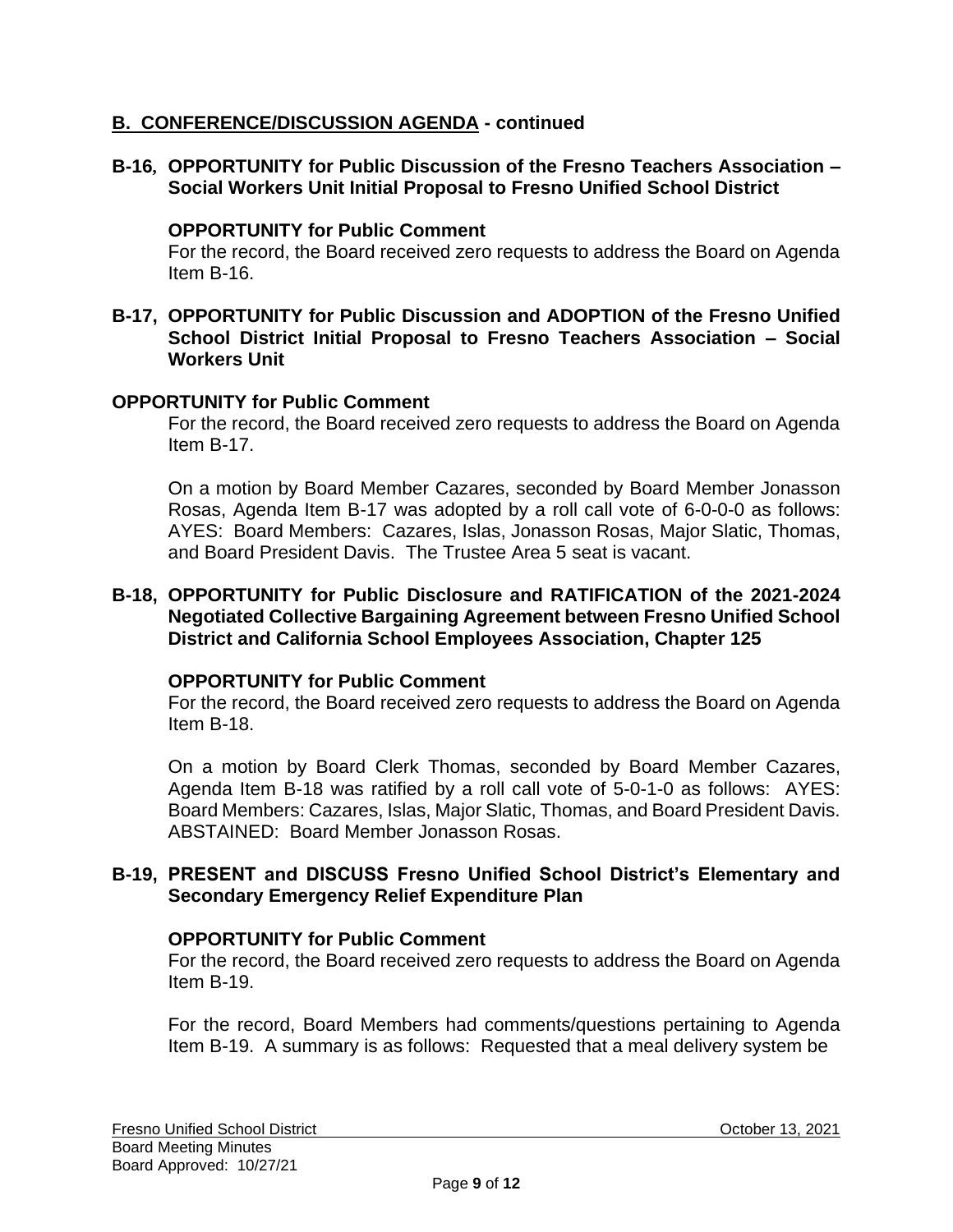## B. CONFERENCE/DISCUSSION AGENDA - continued

### B-16, OPPORTUNITY for Public Discussion of the Fresno Teachers Association – Social Workers Unit Initial Proposal to Fresno Unified School District

**OPPORTUNITY for Public Comment**

For the record, the Board received zero requests to address the Board on Agenda Item B-16.

### B-17, OPPORTUNITY for Public Discussion and ADOPTION of the Fresno Unified School District Initial Proposal to Fresno Teachers Association – Social Workers Unit

**OPPORTUNITY for Public Comment**

For the record, the Board received zero requests to address the Board on Agenda Item B-17.

On a motion by Board Member Cazares, seconded by Board Member Jonasson Rosas, Agenda Item B-17 was adopted by a roll call vote of 6-0-0-0 as follows: AYES: Board Members: Cazares, Islas, Jonasson Rosas, Major Slatic, Thomas, and Board President Davis. The Trustee Area 5 seat is vacant.

### B-18, OPPORTUNITY for Public Disclosure and RATIFICATION of the 2021-2024 Negotiated Collective Bargaining Agreement between Fresno Unified School District and California School Employees Association, Chapter 125

**OPPORTUNITY for Public Comment**

For the record, the Board received zero requests to address the Board on Agenda Item B-18.

On a motion by Board Clerk Thomas, seconded by Board Member Cazares, Agenda Item B-18 was ratified by a roll call vote of 5-0-1-0 as follows: AYES: Board Members: Cazares, Islas, Major Slatic, Thomas, and Board President Davis. ABSTAINED: Board Member Jonasson Rosas.

### B-19, PRESENT and DISCUSS Fresno Unified School District's Elementary and Secondary Emergency Relief Expenditure Plan

**OPPORTUNITY for Public Comment**

For the record, the Board received zero requests to address the Board on Agenda Item B-19.

For the record, Board Members had comments/questions pertaining to Agenda Item B-19. A summary is as follows: Requested that a meal delivery system be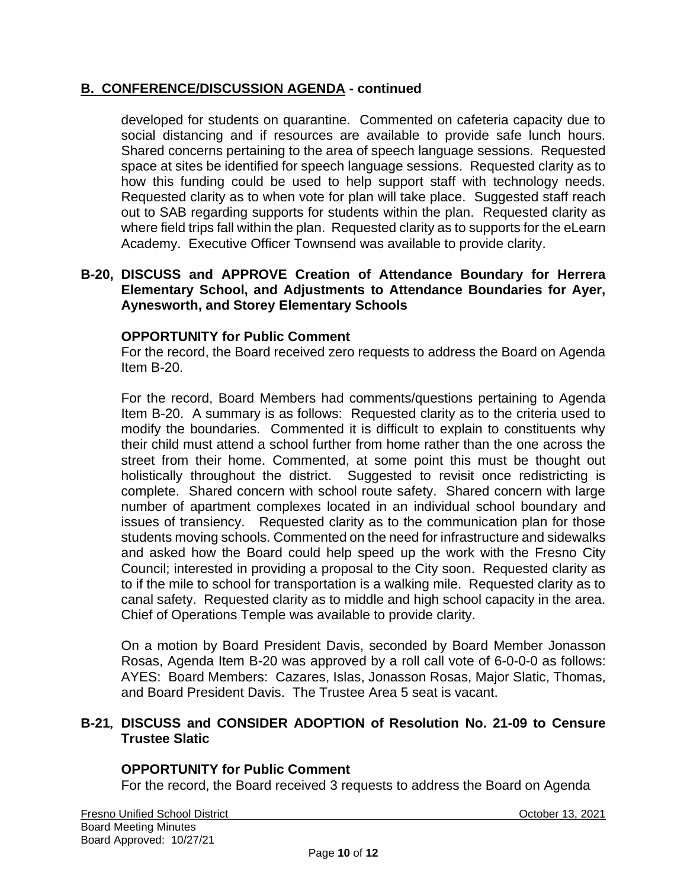## B. CONFERENCE/DISCUSSION AGENDA - continued

developed for students on quarantine. Commented on cafeteria capacity due to social distancing and if resources are available to provide safe lunch hours. Shared concerns pertaining to the area of speech language sessions. Requested space at sites be identified for speech language sessions. Requested clarity as to how this funding could be used to help support staff with technology needs. Requested clarity as to when vote for plan will take place. Suggested staff reach out to SAB regarding supports for students within the plan. Requested clarity as where field trips fall within the plan. Requested clarity as to supports for the eLearn Academy. Executive Officer Townsend was available to provide clarity.

### B-20, DISCUSS and APPROVE Creation of Attendance Boundary for Herrera Elementary School, and Adjustments to Attendance Boundaries for Ayer, Aynesworth, and Storey Elementary Schools

**OPPORTUNITY for Public Comment**

For the record, the Board received zero requests to address the Board on Agenda Item B-20.

For the record, Board Members had comments/questions pertaining to Agenda Item B-20. A summary is as follows: Requested clarity as to the criteria used to modify the boundaries. Commented it is difficult to explain to constituents why their child must attend a school further from home rather than the one across the street from their home. Commented, at some point this must be thought out holistically throughout the district. Suggested to revisit once redistricting is complete. Shared concern with school route safety. Shared concern with large number of apartment complexes located in an individual school boundary and issues of transiency. Requested clarity as to the communication plan for those students moving schools. Commented on the need for infrastructure and sidewalks and asked how the Board could help speed up the work with the Fresno City Council; interested in providing a proposal to the City soon. Requested clarity as to if the mile to school for transportation is a walking mile. Requested clarity as to canal safety. Requested clarity as to middle and high school capacity in the area. Chief of Operations Temple was available to provide clarity.

On a motion by Board President Davis, seconded by Board Member Jonasson Rosas, Agenda Item B-20 was approved by a roll call vote of 6-0-0-0 as follows: AYES: Board Members: Cazares, Islas, Jonasson Rosas, Major Slatic, Thomas, and Board President Davis. The Trustee Area 5 seat is vacant.

### B-21, DISCUSS and CONSIDER ADOPTION of Resolution No. 21-09 to Censure Trustee Slatic

**OPPORTUNITY for Public Comment**

For the record, the Board received 3 requests to address the Board on Agenda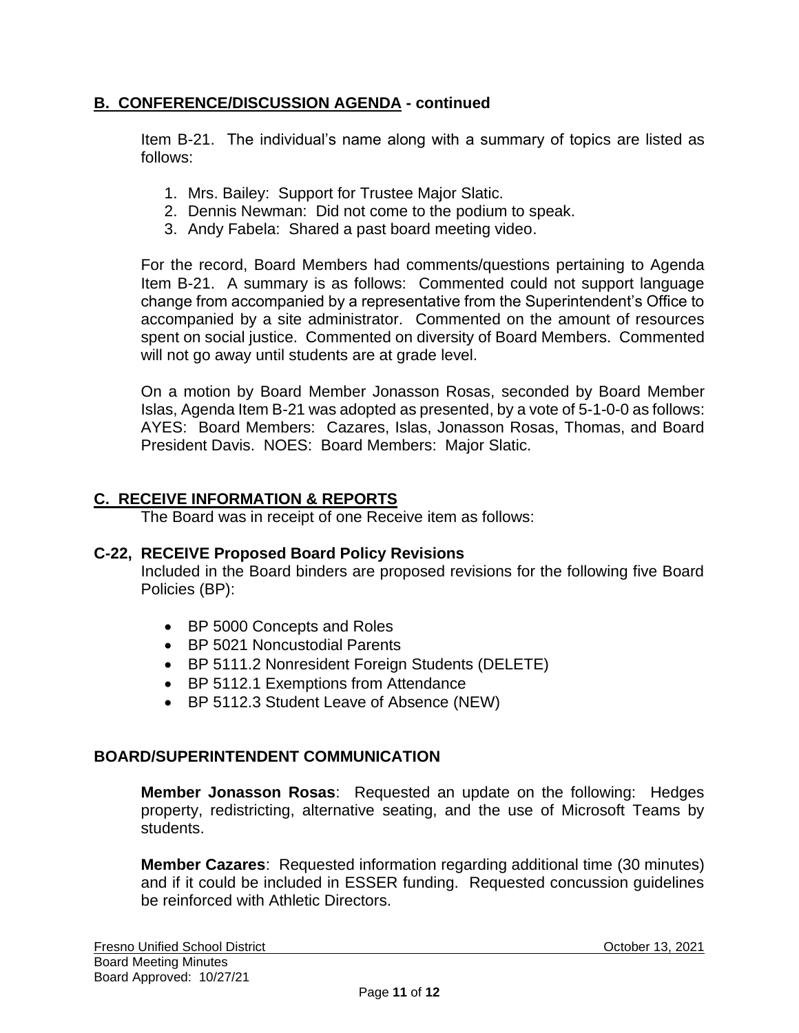## B. CONFERENCE/DISCUSSION AGENDA - continued

Item B-21. The individual's name along with a summary of topics are listed as follows:

1. Mrs. Bailey: Support for Trustee Major Slatic.
2. Dennis Newman: Did not come to the podium to speak.
3. Andy Fabela: Shared a past board meeting video.

For the record, Board Members had comments/questions pertaining to Agenda Item B-21. A summary is as follows: Commented could not support language change from accompanied by a representative from the Superintendent's Office to accompanied by a site administrator. Commented on the amount of resources spent on social justice. Commented on diversity of Board Members. Commented will not go away until students are at grade level.

On a motion by Board Member Jonasson Rosas, seconded by Board Member Islas, Agenda Item B-21 was adopted as presented, by a vote of 5-1-0-0 as follows: AYES: Board Members: Cazares, Islas, Jonasson Rosas, Thomas, and Board President Davis. NOES: Board Members: Major Slatic.

## C. RECEIVE INFORMATION & REPORTS

The Board was in receipt of one Receive item as follows:

### C-22, RECEIVE Proposed Board Policy Revisions

Included in the Board binders are proposed revisions for the following five Board Policies (BP):

- BP 5000 Concepts and Roles
- BP 5021 Noncustodial Parents
- BP 5111.2 Nonresident Foreign Students (DELETE)
- BP 5112.1 Exemptions from Attendance
- BP 5112.3 Student Leave of Absence (NEW)

## BOARD/SUPERINTENDENT COMMUNICATION

**Member Jonasson Rosas**: Requested an update on the following: Hedges property, redistricting, alternative seating, and the use of Microsoft Teams by students.

**Member Cazares**: Requested information regarding additional time (30 minutes) and if it could be included in ESSER funding. Requested concussion guidelines be reinforced with Athletic Directors.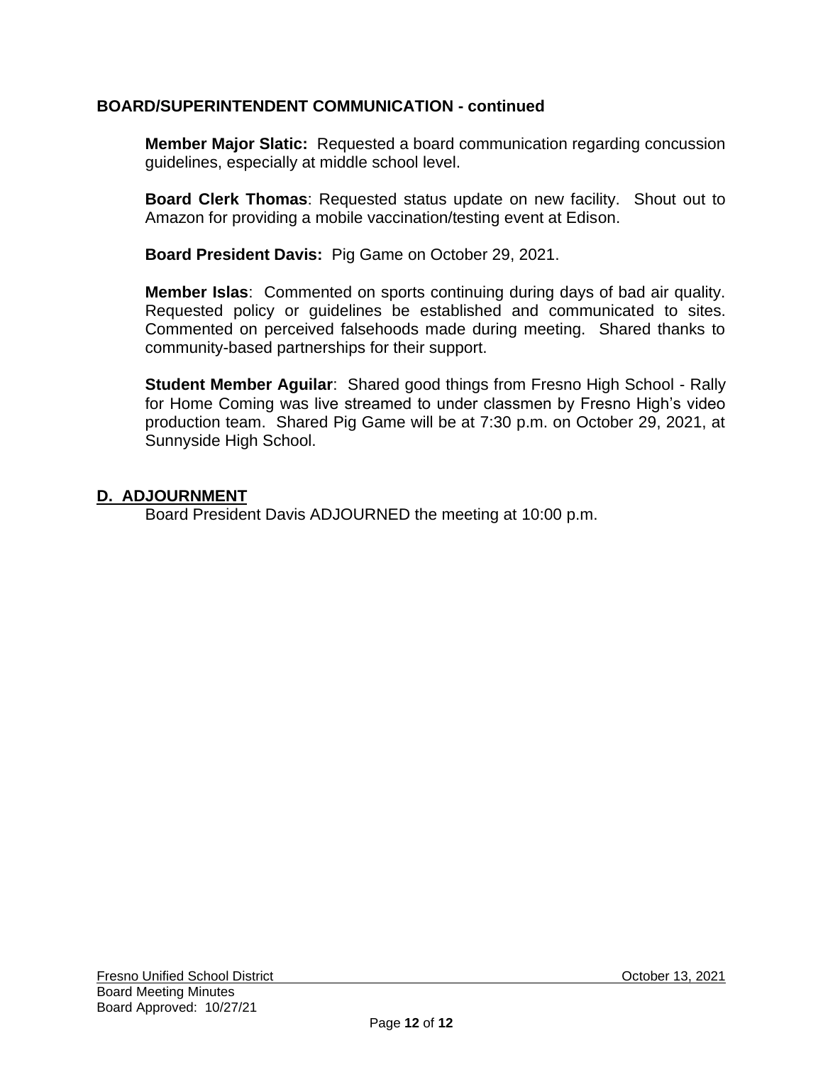**BOARD/SUPERINTENDENT COMMUNICATION - continued**

**Member Major Slatic:** Requested a board communication regarding concussion guidelines, especially at middle school level.

**Board Clerk Thomas**: Requested status update on new facility. Shout out to Amazon for providing a mobile vaccination/testing event at Edison.

**Board President Davis:** Pig Game on October 29, 2021.

**Member Islas**: Commented on sports continuing during days of bad air quality. Requested policy or guidelines be established and communicated to sites. Commented on perceived falsehoods made during meeting. Shared thanks to community-based partnerships for their support.

**Student Member Aguilar**: Shared good things from Fresno High School - Rally for Home Coming was live streamed to under classmen by Fresno High's video production team. Shared Pig Game will be at 7:30 p.m. on October 29, 2021, at Sunnyside High School.

## D. ADJOURNMENT

Board President Davis ADJOURNED the meeting at 10:00 p.m.